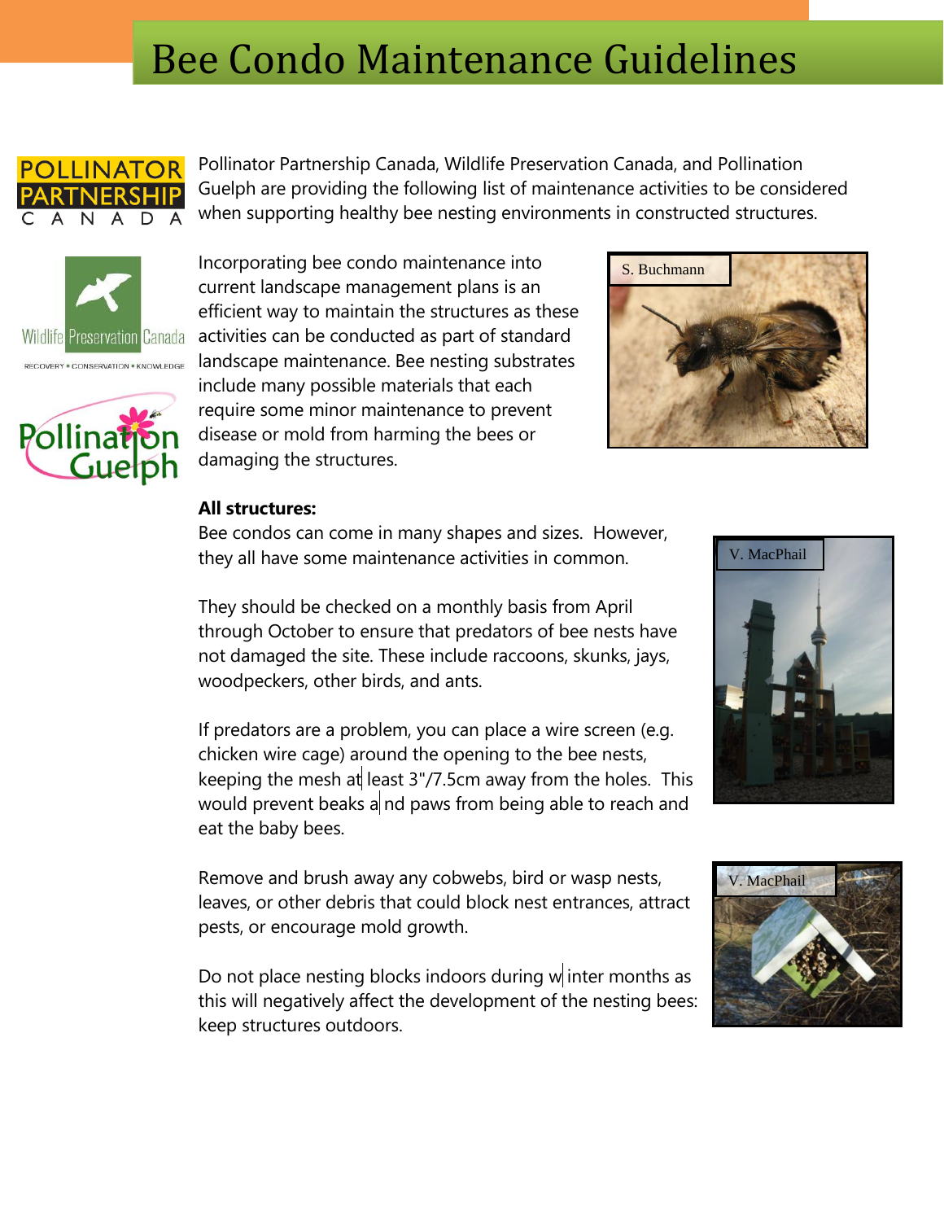# Bee Condo Maintenance Guidelines

Pollinator Partnership Canada, Wildlife Preservation Canada, and Pollination Guelph are providing the following list of maintenance activities to be considered when supporting healthy bee nesting environments in constructed structures.

Incorporating bee condo maintenance into current landscape management plans is an efficient way to maintain the structures as these activities can be conducted as part of standard landscape maintenance. Bee nesting substrates include many possible materials that each require some minor maintenance to prevent disease or mold from harming the bees or damaging the structures.

S. Buchmann

**All structures:**

Bee condos can come in many shapes and sizes. However, they all have some maintenance activities in common.

They should be checked on a monthly basis from April through October to ensure that predators of bee nests have not damaged the site. These include raccoons, skunks, jays, woodpeckers, other birds, and ants.

V. MacPhail

If predators are a problem, you can place a wire screen (e.g. chicken wire cage) around the opening to the bee nests, keeping the mesh at least 3"/7.5cm away from the holes. This would prevent beaks and paws from being able to reach and eat the baby bees.

Remove and brush away any cobwebs, bird or wasp nests, leaves, or other debris that could block nest entrances, attract pests, or encourage mold growth.

V. MacPhail

Do not place nesting blocks indoors during winter months as this will negatively affect the development of the nesting bees: keep structures outdoors.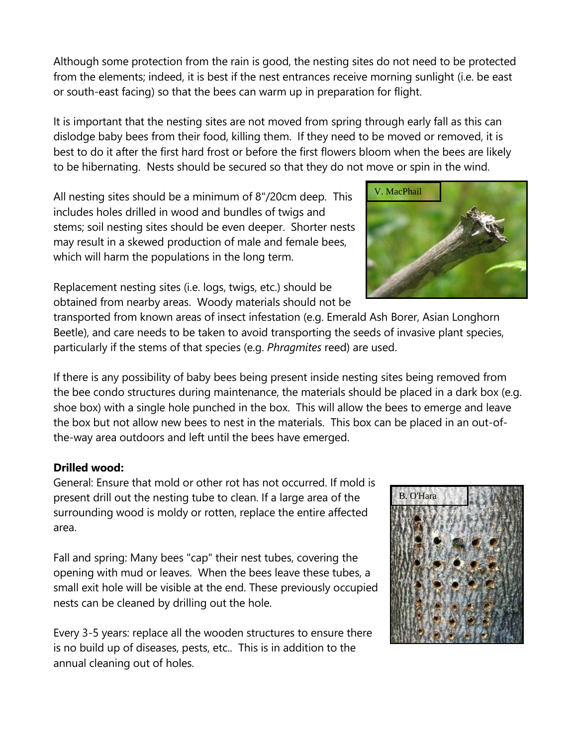Although some protection from the rain is good, the nesting sites do not need to be protected from the elements; indeed, it is best if the nest entrances receive morning sunlight (i.e. be east or south-east facing) so that the bees can warm up in preparation for flight.

It is important that the nesting sites are not moved from spring through early fall as this can dislodge baby bees from their food, killing them. If they need to be moved or removed, it is best to do it after the first hard frost or before the first flowers bloom when the bees are likely to be hibernating. Nests should be secured so that they do not move or spin in the wind.

All nesting sites should be a minimum of 8"/20cm deep. This includes holes drilled in wood and bundles of twigs and stems; soil nesting sites should be even deeper. Shorter nests may result in a skewed production of male and female bees, which will harm the populations in the long term.

V. MacPhail

Replacement nesting sites (i.e. logs, twigs, etc.) should be obtained from nearby areas. Woody materials should not be transported from known areas of insect infestation (e.g. Emerald Ash Borer, Asian Longhorn Beetle), and care needs to be taken to avoid transporting the seeds of invasive plant species, particularly if the stems of that species (e.g. *Phragmites* reed) are used.

If there is any possibility of baby bees being present inside nesting sites being removed from the bee condo structures during maintenance, the materials should be placed in a dark box (e.g. shoe box) with a single hole punched in the box. This will allow the bees to emerge and leave the box but not allow new bees to nest in the materials. This box can be placed in an out-of-the-way area outdoors and left until the bees have emerged.

**Drilled wood:**

General: Ensure that mold or other rot has not occurred. If mold is present drill out the nesting tube to clean. If a large area of the surrounding wood is moldy or rotten, replace the entire affected area.

B. O'Hara

Fall and spring: Many bees "cap" their nest tubes, covering the opening with mud or leaves. When the bees leave these tubes, a small exit hole will be visible at the end. These previously occupied nests can be cleaned by drilling out the hole.

Every 3-5 years: replace all the wooden structures to ensure there is no build up of diseases, pests, etc.. This is in addition to the annual cleaning out of holes.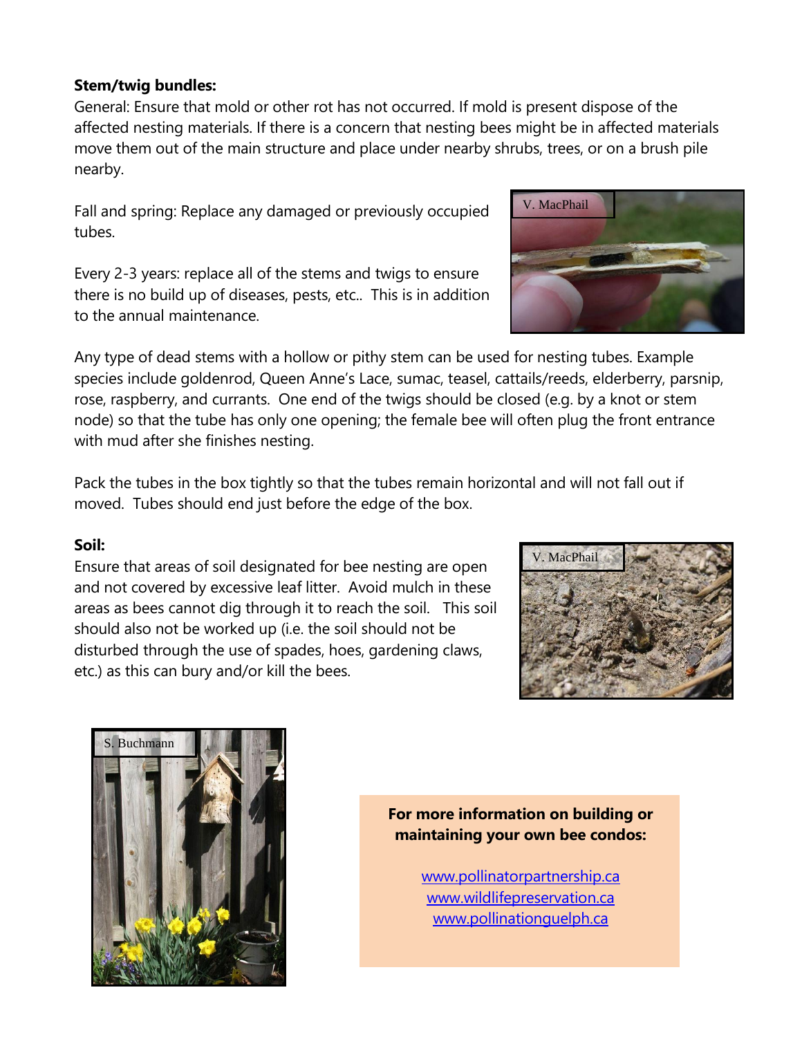**Stem/twig bundles:**

General: Ensure that mold or other rot has not occurred. If mold is present dispose of the affected nesting materials. If there is a concern that nesting bees might be in affected materials move them out of the main structure and place under nearby shrubs, trees, or on a brush pile nearby.

Fall and spring: Replace any damaged or previously occupied tubes.

Every 2-3 years: replace all of the stems and twigs to ensure there is no build up of diseases, pests, etc.. This is in addition to the annual maintenance.

Any type of dead stems with a hollow or pithy stem can be used for nesting tubes. Example species include goldenrod, Queen Anne's Lace, sumac, teasel, cattails/reeds, elderberry, parsnip, rose, raspberry, and currants. One end of the twigs should be closed (e.g. by a knot or stem node) so that the tube has only one opening; the female bee will often plug the front entrance with mud after she finishes nesting.

Pack the tubes in the box tightly so that the tubes remain horizontal and will not fall out if moved. Tubes should end just before the edge of the box.

**Soil:**

Ensure that areas of soil designated for bee nesting are open and not covered by excessive leaf litter. Avoid mulch in these areas as bees cannot dig through it to reach the soil. This soil should also not be worked up (i.e. the soil should not be disturbed through the use of spades, hoes, gardening claws, etc.) as this can bury and/or kill the bees.

**For more information on building or maintaining your own bee condos:**

www.pollinatorpartnership.ca
www.wildlifepreservation.ca
www.pollinationguelph.ca